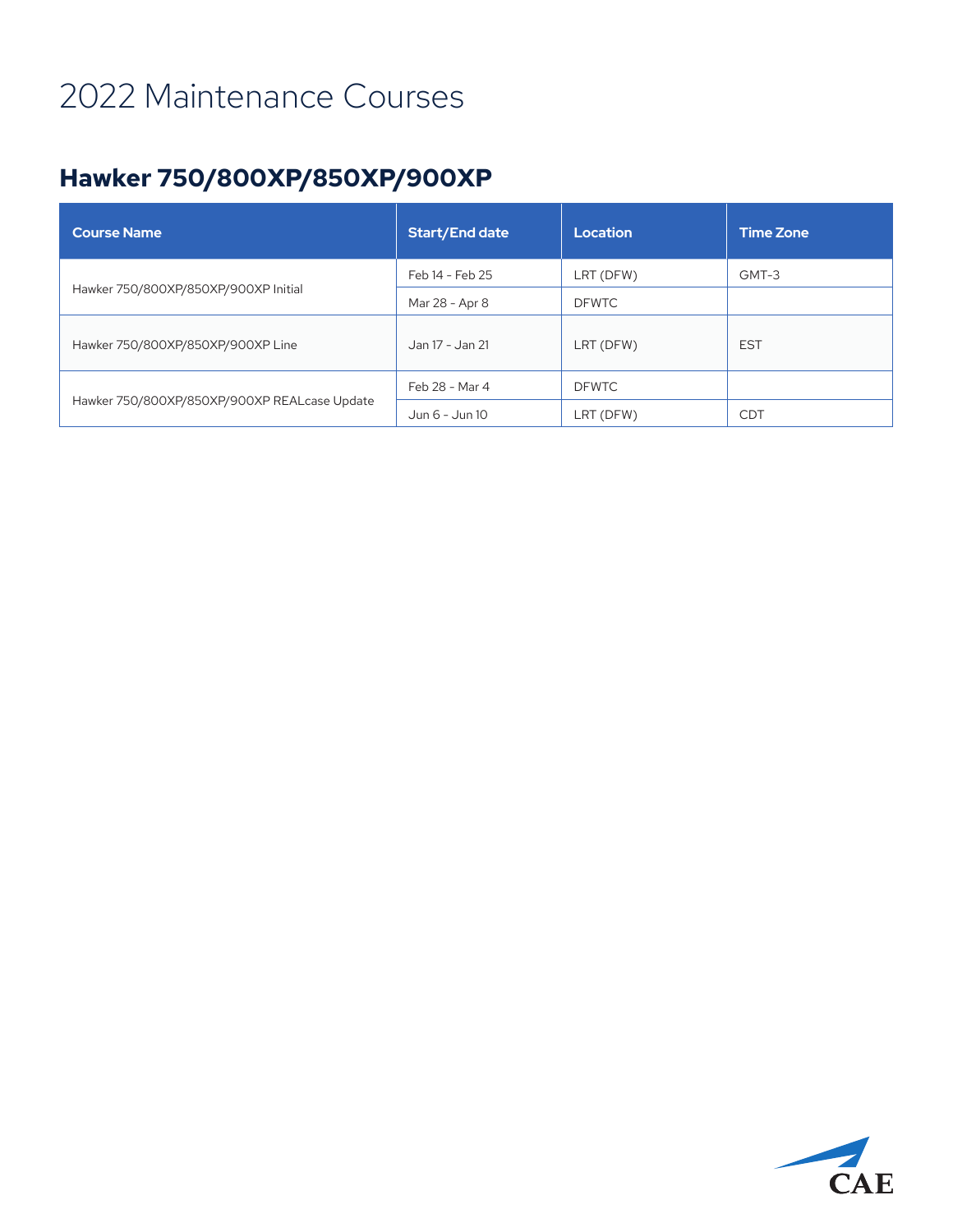# 2022 Maintenance Courses

## Hawker 750/800XP/850XP/900XP

| Course Name | Start/End date | Location | Time Zone |
|---|---|---|---|
| Hawker 750/800XP/850XP/900XP Initial | Feb 14 - Feb 25 | LRT (DFW) | GMT-3 |
| | Mar 28 - Apr 8 | DFWTC | |
| Hawker 750/800XP/850XP/900XP Line | Jan 17 - Jan 21 | LRT (DFW) | EST |
| Hawker 750/800XP/850XP/900XP REALcase Update | Feb 28 - Mar 4 | DFWTC | |
| | Jun 6 - Jun 10 | LRT (DFW) | CDT |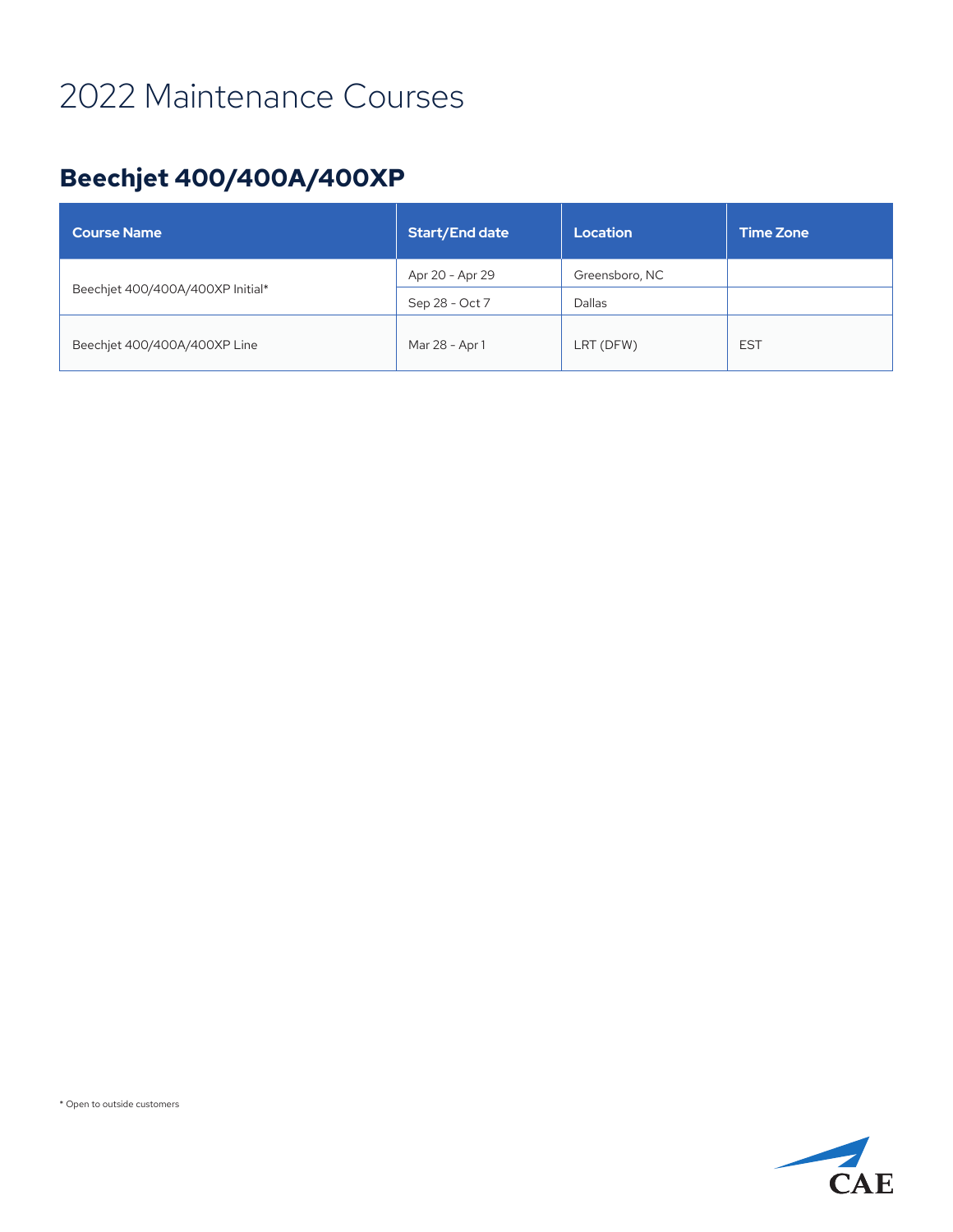# 2022 Maintenance Courses

## Beechjet 400/400A/400XP

| Course Name | Start/End date | Location | Time Zone |
| --- | --- | --- | --- |
| Beechjet 400/400A/400XP Initial* | Apr 20 - Apr 29 | Greensboro, NC | |
| | Sep 28 - Oct 7 | Dallas | |
| Beechjet 400/400A/400XP Line | Mar 28 - Apr 1 | LRT (DFW) | EST |

* Open to outside customers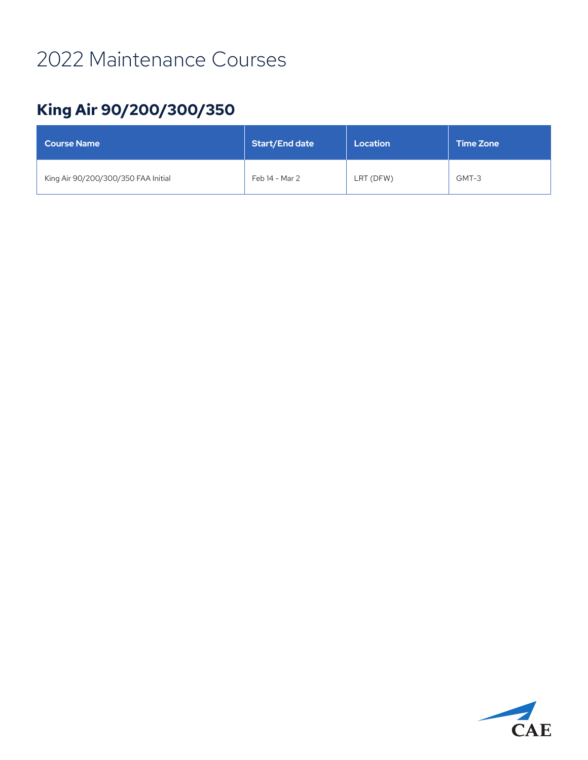# 2022 Maintenance Courses

## King Air 90/200/300/350

| Course Name | Start/End date | Location | Time Zone |
|---|---|---|---|
| King Air 90/200/300/350 FAA Initial | Feb 14 - Mar 2 | LRT (DFW) | GMT-3 |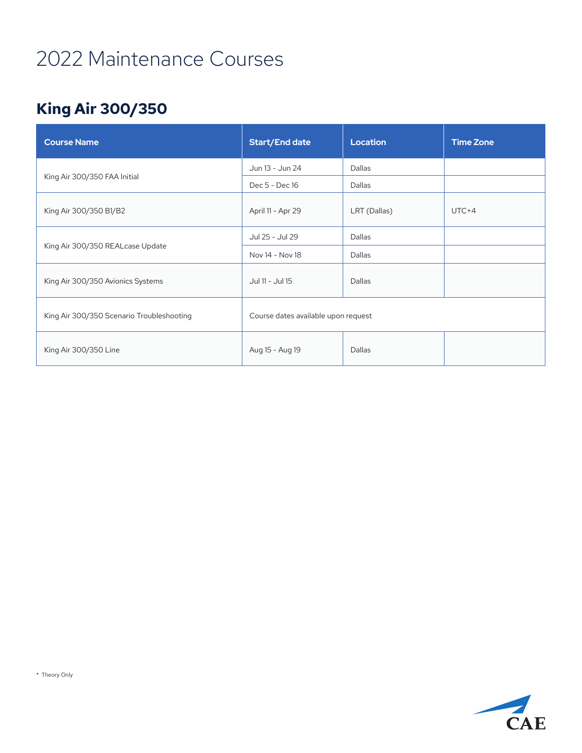# 2022 Maintenance Courses

## King Air 300/350

| Course Name | Start/End date | Location | Time Zone |
|---|---|---|---|
| King Air 300/350 FAA Initial | Jun 13 - Jun 24 | Dallas | |
| | Dec 5 - Dec 16 | Dallas | |
| King Air 300/350 B1/B2 | April 11 - Apr 29 | LRT (Dallas) | UTC+4 |
| King Air 300/350 REALcase Update | Jul 25 - Jul 29 | Dallas | |
| | Nov 14 - Nov 18 | Dallas | |
| King Air 300/350 Avionics Systems | Jul 11 - Jul 15 | Dallas | |
| King Air 300/350 Scenario Troubleshooting | Course dates available upon request | | |
| King Air 300/350 Line | Aug 15 - Aug 19 | Dallas | |

* Theory Only